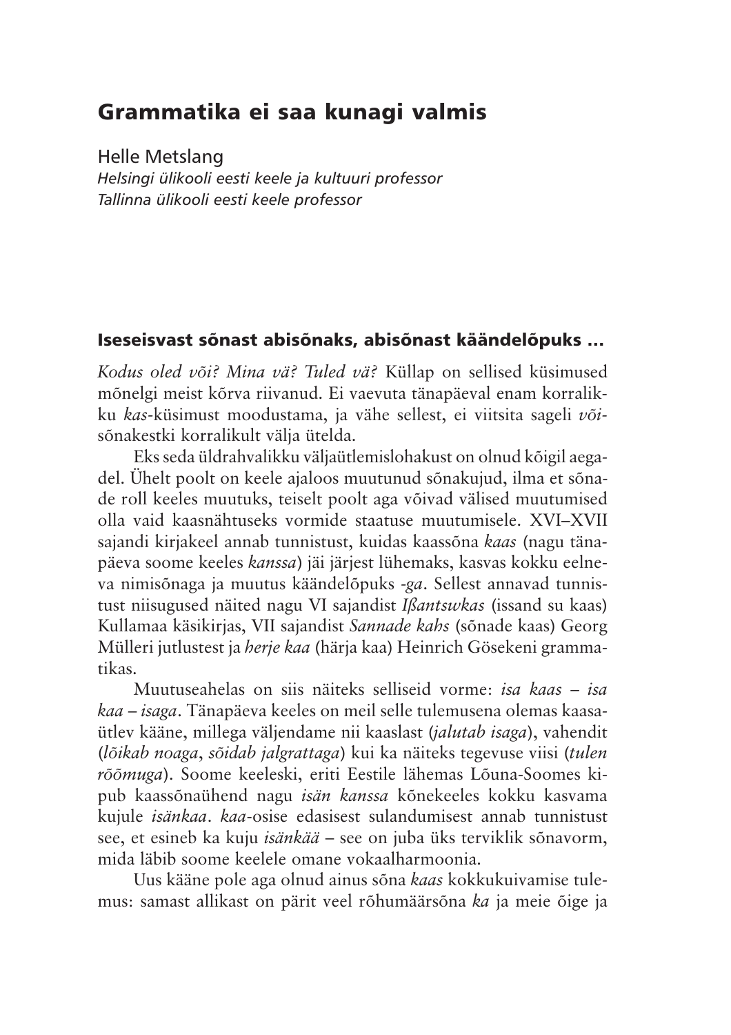# Grammatika ei saa kunagi valmis

Helle Metslang
*Helsingi ülikooli eesti keele ja kultuuri professor*
*Tallinna ülikooli eesti keele professor*

## Iseseisvast sõnast abisõnaks, abisõnast käändelõpuks …

*Kodus oled või? Mina vä? Tuled vä?* Küllap on sellised küsimused mõnelgi meist kõrva riivanud. Ei vaevuta tänapäeval enam korralikku *kas*-küsimust moodustama, ja vähe sellest, ei viitsita sageli *või*-sõnakestki korralikult välja ütelda.

Eks seda üldrahvalikku väljaütlemislohakust on olnud kõigil aegadel. Ühelt poolt on keele ajaloos muutunud sõnakujud, ilma et sõnade roll keeles muutuks, teiselt poolt aga võivad välised muutumised olla vaid kaasnähtuseks vormide staatuse muutumisele. XVI–XVII sajandi kirjakeel annab tunnistust, kuidas kaassõna *kaas* (nagu tänapäeva soome keeles *kanssa*) jäi järjest lühemaks, kasvas kokku eelneva nimisõnaga ja muutus käändelõpuks *-ga*. Sellest annavad tunnistust niisugused näited nagu VI sajandist *Ißantswkas* (issand su kaas) Kullamaa käsikirjas, VII sajandist *Sannade kahs* (sõnade kaas) Georg Mülleri jutlustest ja *herje kaa* (härja kaa) Heinrich Gösekeni grammatikas.

Muutuseahelas on siis näiteks selliseid vorme: *isa kaas* – *isa kaa* – *isaga*. Tänapäeva keeles on meil selle tulemusena olemas kaasaütlev kääne, millega väljendame nii kaaslast (*jalutab isaga*), vahendit (*lõikab noaga*, *sõidab jalgrattaga*) kui ka näiteks tegevuse viisi (*tulen rõõmuga*). Soome keeleski, eriti Eestile lähemas Lõuna-Soomes kipub kaassõnaühend nagu *isän kanssa* kõnekeeles kokku kasvama kujule *isänkaa*. *kaa*-osise edasisest sulandumisest annab tunnistust see, et esineb ka kuju *isänkää* – see on juba üks terviklik sõnavorm, mida läbib soome keelele omane vokaalharmoonia.

Uus kääne pole aga olnud ainus sõna *kaas* kokkukuivamise tulemus: samast allikast on pärit veel rõhumäärsõna *ka* ja meie õige ja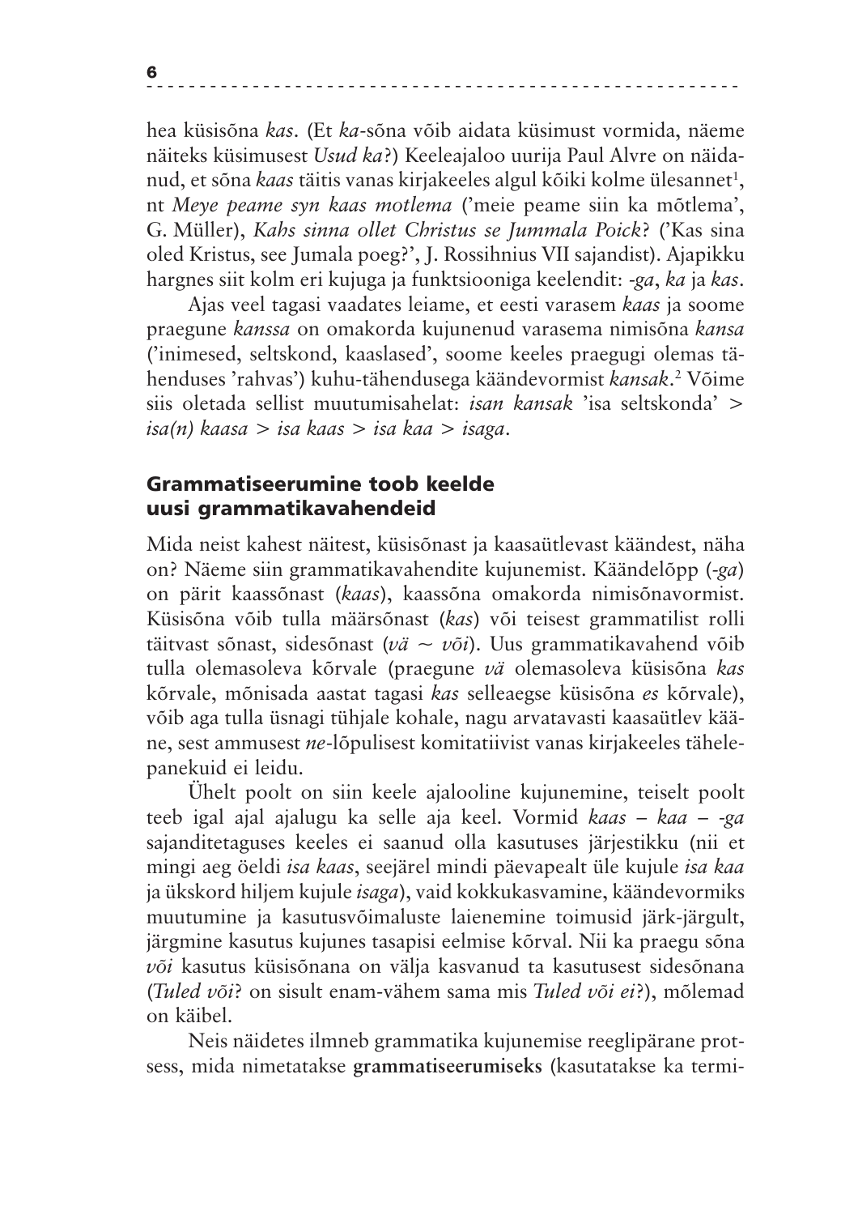hea küsisõna *kas*. (Et *ka*-sõna võib aidata küsimust vormida, näeme näiteks küsimusest *Usud ka*?) Keeleajaloo uurija Paul Alvre on näidanud, et sõna *kaas* täitis vanas kirjakeeles algul kõiki kolme ülesannet[1], nt *Meye peame syn kaas motlema* ('meie peame siin ka mõtlema', G. Müller), *Kahs sinna ollet Christus se Jummala Poick*? ('Kas sina oled Kristus, see Jumala poeg?', J. Rossihnius VII sajandist). Ajapikku hargnes siit kolm eri kujuga ja funktsiooniga keelendit: *-ga*, *ka* ja *kas*.

Ajas veel tagasi vaadates leiame, et eesti varasem *kaas* ja soome praegune *kanssa* on omakorda kujunenud varasema nimisõna *kansa* ('inimesed, seltskond, kaaslased', soome keeles praegugi olemas tähenduses 'rahvas') kuhu-tähendusega käändevormist *kansak*.[2] Võime siis oletada sellist muutumisahelat: *isan kansak* 'isa seltskonda' > *isa(n) kaasa* > *isa kaas* > *isa kaa* > *isaga*.

## Grammatiseerumine toob keelde uusi grammatikavahendeid

Mida neist kahest näitest, küsisõnast ja kaasaütlevast käändest, näha on? Näeme siin grammatikavahendite kujunemist. Käändelõpp (*-ga*) on pärit kaassõnast (*kaas*), kaassõna omakorda nimisõnavormist. Küsisõna võib tulla määrsõnast (*kas*) või teisest grammatilist rolli täitvast sõnast, sidesõnast (*vä* ~ *või*). Uus grammatikavahend võib tulla olemasoleva kõrvale (praegune *vä* olemasoleva küsisõna *kas* kõrvale, mõnisada aastat tagasi *kas* selleaegse küsisõna *es* kõrvale), võib aga tulla üsnagi tühjale kohale, nagu arvatavasti kaasaütlev kääne, sest ammusest *ne*-lõpulisest komitatiivist vanas kirjakeeles tähelepanekuid ei leidu.

Ühelt poolt on siin keele ajalooline kujunemine, teiselt poolt teeb igal ajal ajalugu ka selle aja keel. Vormid *kaas* – *kaa* – *-ga* sajanditetaguses keeles ei saanud olla kasutuses järjestikku (nii et mingi aeg öeldi *isa kaas*, seejärel mindi päevapealt üle kujule *isa kaa* ja ükskord hiljem kujule *isaga*), vaid kokkukasvamine, käändevormiks muutumine ja kasutusvõimaluste laienemine toimusid järk-järgult, järgmine kasutus kujunes tasapisi eelmise kõrval. Nii ka praegu sõna *või* kasutus küsisõnana on välja kasvanud ta kasutusest sidesõnana (*Tuled või*? on sisult enam-vähem sama mis *Tuled või ei*?), mõlemad on käibel.

Neis näidetes ilmneb grammatika kujunemise reeglipärane protsess, mida nimetatakse **grammatiseerumiseks** (kasutatakse ka termi-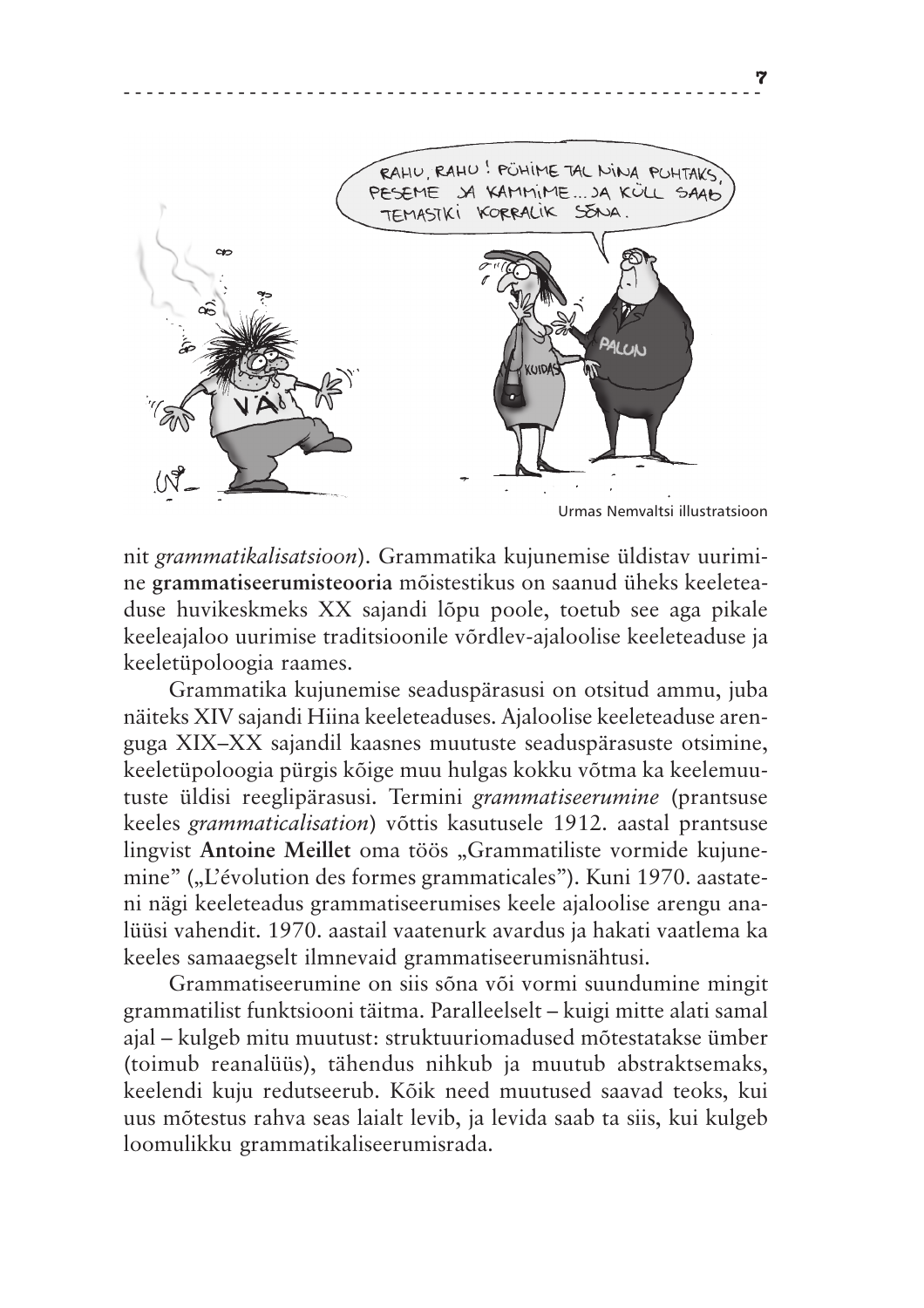Urmas Nemvaltsi illustratsioon

nit *grammatikalisatsioon*). Grammatika kujunemise üldistav uurimine **grammatiseerumisteooria** mõistestikus on saanud üheks keeleteaduse huvikeskmeks XX sajandi lõpu poole, toetub see aga pikale keeleajaloo uurimise traditsioonile võrdlev-ajaloolise keeleteaduse ja keeletüpoloogia raames.

Grammatika kujunemise seaduspärasusi on otsitud ammu, juba näiteks XIV sajandi Hiina keeleteaduses. Ajaloolise keeleteaduse arenguga XIX–XX sajandil kaasnes muutuste seaduspärasuste otsimine, keeletüpoloogia pürgis kõige muu hulgas kokku võtma ka keelemuutuste üldisi reeglipärasusi. Termini *grammatiseerumine* (prantsuse keeles *grammaticalisation*) võttis kasutusele 1912. aastal prantsuse lingvist **Antoine Meillet** oma töös „Grammatiliste vormide kujunemine" („L'évolution des formes grammaticales"). Kuni 1970. aastateni nägi keeleteadus grammatiseerumises keele ajaloolise arengu analüüsi vahendit. 1970. aastail vaatenurk avardus ja hakati vaatlema ka keeles samaaegselt ilmnevaid grammatiseerumisnähtusi.

Grammatiseerumine on siis sõna või vormi suundumine mingit grammatilist funktsiooni täitma. Paralleelselt – kuigi mitte alati samal ajal – kulgeb mitu muutust: struktuuriomadused mõtestatakse ümber (toimub reanalüüs), tähendus nihkub ja muutub abstraktsemaks, keelendi kuju redutseerub. Kõik need muutused saavad teoks, kui uus mõtestus rahva seas laialt levib, ja levida saab ta siis, kui kulgeb loomulikku grammatikaliseerumisrada.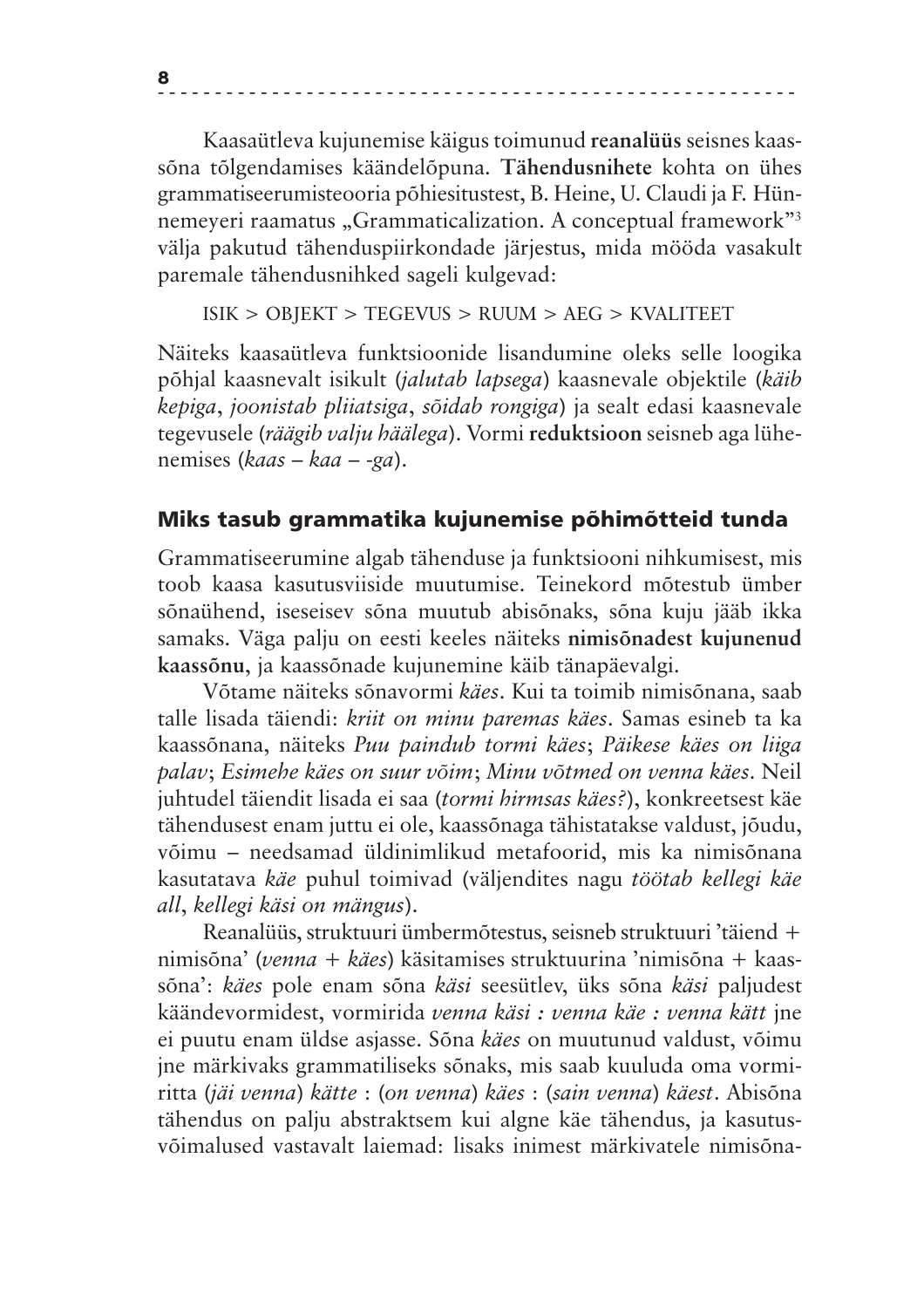Kaasaütleva kujunemise käigus toimunud **reanalüüs** seisnes kaassõna tõlgendamises käändelõpuna. **Tähendusnihete** kohta on ühes grammatiseerumisteooria põhiesitustest, B. Heine, U. Claudi ja F. Hünnemeyeri raamatus „Grammaticalization. A conceptual framework"[3] välja pakutud tähenduspiirkondade järjestus, mida mööda vasakult paremale tähendusnihked sageli kulgevad:

ISIK > OBJEKT > TEGEVUS > RUUM > AEG > KVALITEET

Näiteks kaasaütleva funktsioonide lisandumine oleks selle loogika põhjal kaasnevalt isikult (*jalutab lapsega*) kaasnevale objektile (*käib kepiga*, *joonistab pliiatsiga*, *sõidab rongiga*) ja sealt edasi kaasnevale tegevusele (*räägib valju häälega*). Vormi **reduktsioon** seisneb aga lühenemises (*kaas – kaa – -ga*).

## Miks tasub grammatika kujunemise põhimõtteid tunda

Grammatiseerumine algab tähenduse ja funktsiooni nihkumisest, mis toob kaasa kasutusviiside muutumise. Teinekord mõtestub ümber sõnaühend, iseseisev sõna muutub abisõnaks, sõna kuju jääb ikka samaks. Väga palju on eesti keeles näiteks **nimisõnadest kujunenud kaassõnu**, ja kaassõnade kujunemine käib tänapäevalgi.

Võtame näiteks sõnavormi *käes*. Kui ta toimib nimisõnana, saab talle lisada täiendi: *kriit on minu paremas käes*. Samas esineb ta ka kaassõnana, näiteks *Puu paindub tormi käes*; *Päikese käes on liiga palav*; *Esimehe käes on suur võim*; *Minu võtmed on venna käes*. Neil juhtudel täiendit lisada ei saa (*tormi hirmsas käes?*), konkreetsest käe tähendusest enam juttu ei ole, kaassõnaga tähistatakse valdust, jõudu, võimu – needsamad üldinimlikud metafoorid, mis ka nimisõnana kasutatava *käe* puhul toimivad (väljendites nagu *töötab kellegi käe all*, *kellegi käsi on mängus*).

Reanalüüs, struktuuri ümbermõtestus, seisneb struktuuri 'täiend + nimisõna' (*venna + käes*) käsitamises struktuurina 'nimisõna + kaassõna': *käes* pole enam sõna *käsi* seesütlev, üks sõna *käsi* paljudest käändevormidest, vormirida *venna käsi : venna käe : venna kätt* jne ei puutu enam üldse asjasse. Sõna *käes* on muutunud valdust, võimu jne märkivaks grammatiliseks sõnaks, mis saab kuuluda oma vormiritta (*jäi venna*) *kätte* : (*on venna*) *käes* : (*sain venna*) *käest*. Abisõna tähendus on palju abstraktsem kui algne käe tähendus, ja kasutusvõimalused vastavalt laiemad: lisaks inimest märkivatele nimisõna-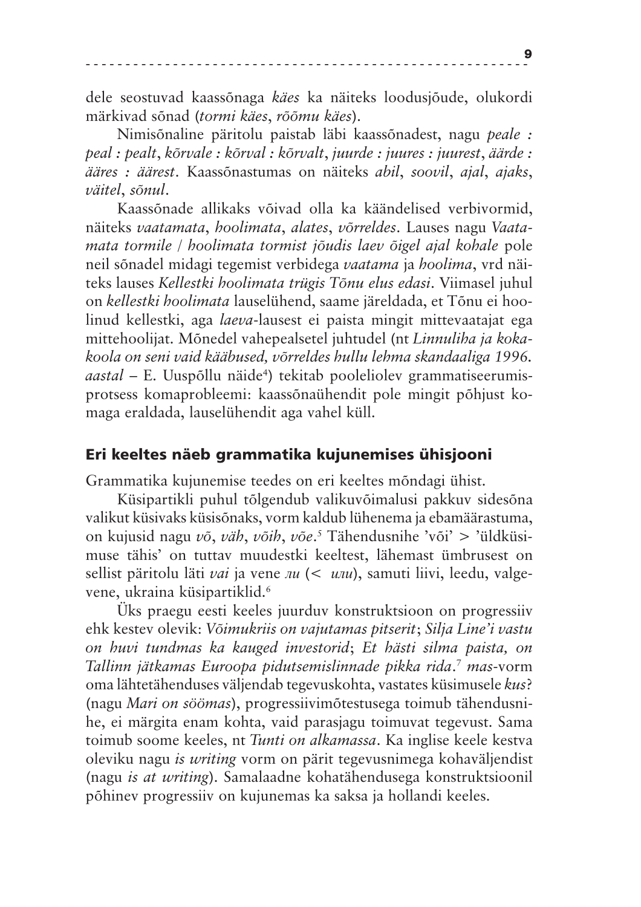dele seostuvad kaassõnaga *käes* ka näiteks loodusjõude, olukordi märkivad sõnad (*tormi käes*, *rõõmu käes*).

Nimisõnaline päritolu paistab läbi kaassõnadest, nagu *peale : peal : pealt*, *kõrvale : kõrval : kõrvalt*, *juurde : juures : juurest*, *äärde : ääres : äärest*. Kaassõnastumas on näiteks *abil*, *soovil*, *ajal*, *ajaks*, *väitel*, *sõnul*.

Kaassõnade allikaks võivad olla ka käändelised verbivormid, näiteks *vaatamata*, *hoolimata*, *alates*, *võrreldes*. Lauses nagu *Vaatamata tormile / hoolimata tormist jõudis laev õigel ajal kohale* pole neil sõnadel midagi tegemist verbidega *vaatama* ja *hoolima*, vrd näiteks lauses *Kellestki hoolimata trügis Tõnu elus edasi*. Viimasel juhul on *kellestki hoolimata* lauselühend, saame järeldada, et Tõnu ei hoolinud kellestki, aga *laeva*-lausest ei paista mingit mittevaatajat ega mittehoolijat. Mõnedel vahepealsetel juhtudel (nt *Linnuliha ja kokakoola on seni vaid kääbused, võrreldes hullu lehma skandaaliga 1996. aastal* – E. Uuspõllu näide[4]) tekitab pooleliolev grammatiseerumisprotsess komaprobleemi: kaassõnaühendit pole mingit põhjust komaga eraldada, lauselühendit aga vahel küll.

## Eri keeltes näeb grammatika kujunemises ühisjooni

Grammatika kujunemise teedes on eri keeltes mõndagi ühist.

Küsipartikli puhul tõlgendub valikuvõimalusi pakkuv sidesõna valikut küsivaks küsisõnaks, vorm kaldub lühenema ja ebamäärastuma, on kujusid nagu *võ*, *väh*, *võih*, *võe*.[5] Tähendusnihe 'või' > 'üldküsimuse tähis' on tuttav muudestki keeltest, lähemast ümbrusest on sellist päritolu läti *vai* ja vene *ли* (< *или*), samuti liivi, leedu, valgevene, ukraina küsipartiklid.[6]

Üks praegu eesti keeles juurduv konstruktsioon on progressiiv ehk kestev olevik: *Võimukriis on vajutamas pitserit*; *Silja Line'i vastu on huvi tundmas ka kauged investorid*; *Et hästi silma paista, on Tallinn jätkamas Euroopa pidutsemislinnade pikka rida*.[7] *mas*-vorm oma lähtetähenduses väljendab tegevuskohta, vastates küsimusele *kus*? (nagu *Mari on söömas*), progressiivimõtestusega toimub tähendusnihe, ei märgita enam kohta, vaid parasjagu toimuvat tegevust. Sama toimub soome keeles, nt *Tunti on alkamassa*. Ka inglise keele kestva oleviku nagu *is writing* vorm on pärit tegevusnimega kohaväljendist (nagu *is at writing*). Samalaadne kohatähendusega konstruktsioonil põhinev progressiiv on kujunemas ka saksa ja hollandi keeles.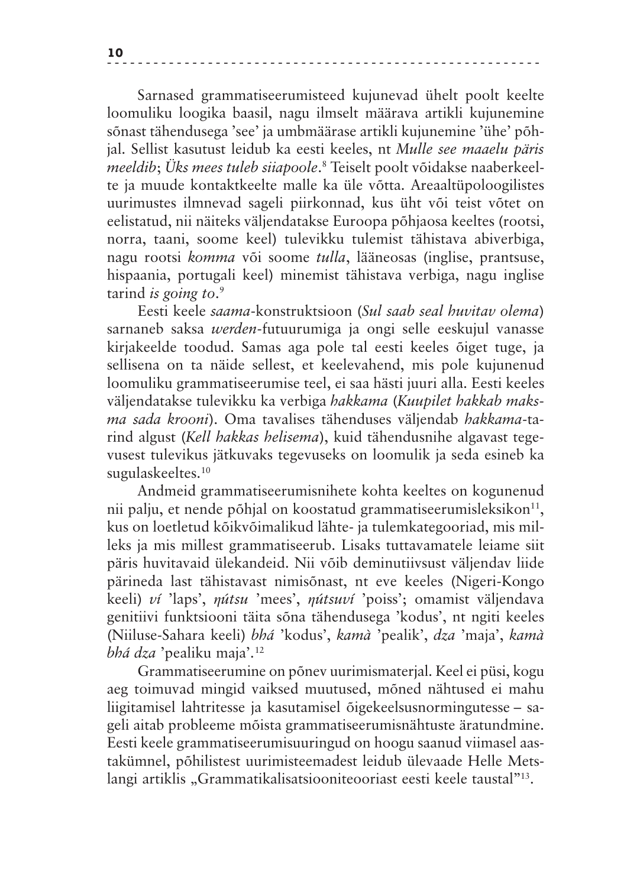Sarnased grammatiseerumisteed kujunevad ühelt poolt keelte loomuliku loogika baasil, nagu ilmselt määrava artikli kujunemine sõnast tähendusega 'see' ja umbmäärase artikli kujunemine 'ühe' põhjal. Sellist kasutust leidub ka eesti keeles, nt *Mulle see maaelu päris meeldib*; *Üks mees tuleb siiapoole*.[8] Teiselt poolt võidakse naaberkeelte ja muude kontaktkeelte malle ka üle võtta. Areaaltüpoloogilistes uurimustes ilmnevad sageli piirkonnad, kus üht või teist võtet on eelistatud, nii näiteks väljendatakse Euroopa põhjaosa keeltes (rootsi, norra, taani, soome keel) tulevikku tulemist tähistava abiverbiga, nagu rootsi *komma* või soome *tulla*, lääneosas (inglise, prantsuse, hispaania, portugali keel) minemist tähistava verbiga, nagu inglise tarind *is going to*.[9]

Eesti keele *saama*-konstruktsioon (*Sul saab seal huvitav olema*) sarnaneb saksa *werden*-futuurumiga ja ongi selle eeskujul vanasse kirjakeelde toodud. Samas aga pole tal eesti keeles õiget tuge, ja sellisena on ta näide sellest, et keelevahend, mis pole kujunenud loomuliku grammatiseerumise teel, ei saa hästi juuri alla. Eesti keeles väljendatakse tulevikku ka verbiga *hakkama* (*Kuupilet hakkab maksma sada krooni*). Oma tavalises tähenduses väljendab *hakkama*-tarind algust (*Kell hakkas helisema*), kuid tähendusnihe algavast tegevusest tulevikus jätkuvaks tegevuseks on loomulik ja seda esineb ka sugulaskeeltes.[10]

Andmeid grammatiseerumisnihete kohta keeltes on kogunenud nii palju, et nende põhjal on koostatud grammatiseerumisleksikon[11], kus on loetletud kõikvõimalikud lähte- ja tulemkategooriad, mis milleks ja mis millest grammatiseerub. Lisaks tuttavamatele leiame siit päris huvitavaid ülekandeid. Nii võib deminutiivsust väljendav liide pärineda last tähistavast nimisõnast, nt eve keeles (Nigeri-Kongo keeli) *ví* 'laps', *ŋútsu* 'mees', *ŋútsuví* 'poiss'; omamist väljendava genitiivi funktsiooni täita sõna tähendusega 'kodus', nt ngiti keeles (Niiluse-Sahara keeli) *bhá* 'kodus', *kamà* 'pealik', *dza* 'maja', *kamà bhá dza* 'pealiku maja'.[12]

Grammatiseerumine on põnev uurimismaterjal. Keel ei püsi, kogu aeg toimuvad mingid vaiksed muutused, mõned nähtused ei mahu liigitamisel lahtritesse ja kasutamisel õigekeelsusnormingutesse – sageli aitab probleeme mõista grammatiseerumisnähtuste äratundmine. Eesti keele grammatiseerumisuuringud on hoogu saanud viimasel aastakümnel, põhilistest uurimisteemadest leidub ülevaade Helle Metslangi artiklis „Grammatikalisatsiooniteooriast eesti keele taustal"[13].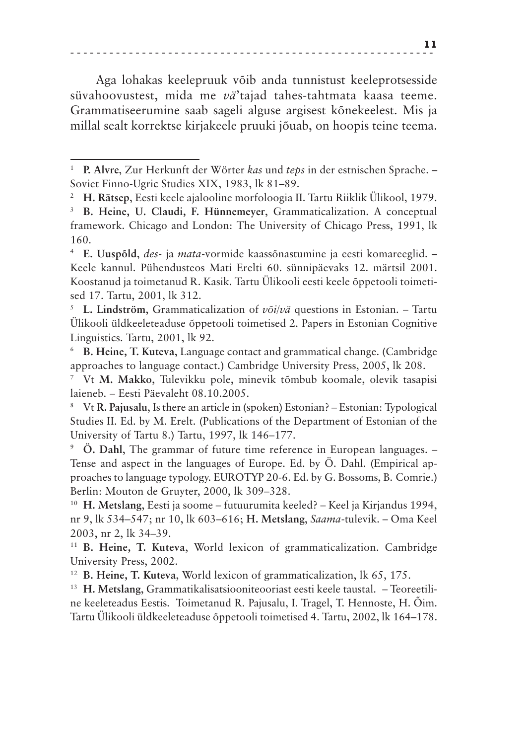Aga lohakas keelepruuk võib anda tunnistust keeleprotsesside süvahoovustest, mida me *vä*'tajad tahes-tahtmata kaasa teeme. Grammatiseerumine saab sageli alguse argisest kõnekeelest. Mis ja millal sealt korrektse kirjakeele pruuki jõuab, on hoopis teine teema.

---

[1] **P. Alvre**, Zur Herkunft der Wörter *kas* und *teps* in der estnischen Sprache. – Soviet Finno-Ugric Studies XIX, 1983, lk 81–89.

[2] **H. Rätsep**, Eesti keele ajalooline morfoloogia II. Tartu Riiklik Ülikool, 1979.

[3] **B. Heine, U. Claudi, F. Hünnemeyer**, Grammaticalization. A conceptual framework. Chicago and London: The University of Chicago Press, 1991, lk 160.

[4] **E. Uuspõld**, *des-* ja *mata*-vormide kaassõnastumine ja eesti komareeglid. – Keele kannul. Pühendusteos Mati Erelti 60. sünnipäevaks 12. märtsil 2001. Koostanud ja toimetanud R. Kasik. Tartu Ülikooli eesti keele õppetooli toimetised 17. Tartu, 2001, lk 312.

[5] **L. Lindström**, Grammaticalization of *või/vä* questions in Estonian. – Tartu Ülikooli üldkeeleteaduse õppetooli toimetised 2. Papers in Estonian Cognitive Linguistics. Tartu, 2001, lk 92.

[6] **B. Heine, T. Kuteva**, Language contact and grammatical change. (Cambridge approaches to language contact.) Cambridge University Press, 2005, lk 208.

[7] Vt **M. Makko**, Tulevikku pole, minevik tõmbub koomale, olevik tasapisi laieneb. – Eesti Päevaleht 08.10.2005.

[8] Vt **R. Pajusalu**, Is there an article in (spoken) Estonian? – Estonian: Typological Studies II. Ed. by M. Erelt. (Publications of the Department of Estonian of the University of Tartu 8.) Tartu, 1997, lk 146–177.

[9] **Ö. Dahl**, The grammar of future time reference in European languages. – Tense and aspect in the languages of Europe. Ed. by Ö. Dahl. (Empirical approaches to language typology. EUROTYP 20-6. Ed. by G. Bossoms, B. Comrie.) Berlin: Mouton de Gruyter, 2000, lk 309–328.

[10] **H. Metslang**, Eesti ja soome – futuurumita keeled? – Keel ja Kirjandus 1994, nr 9, lk 534–547; nr 10, lk 603–616; **H. Metslang**, *Saama*-tulevik. – Oma Keel 2003, nr 2, lk 34–39.

[11] **B. Heine, T. Kuteva**, World lexicon of grammaticalization. Cambridge University Press, 2002.

[12] **B. Heine, T. Kuteva**, World lexicon of grammaticalization, lk 65, 175.

[13] **H. Metslang**, Grammatikalisatsiooniteooriast eesti keele taustal. – Teoreetiline keeleteadus Eestis. Toimetanud R. Pajusalu, I. Tragel, T. Hennoste, H. Õim. Tartu Ülikooli üldkeeleteaduse õppetooli toimetised 4. Tartu, 2002, lk 164–178.